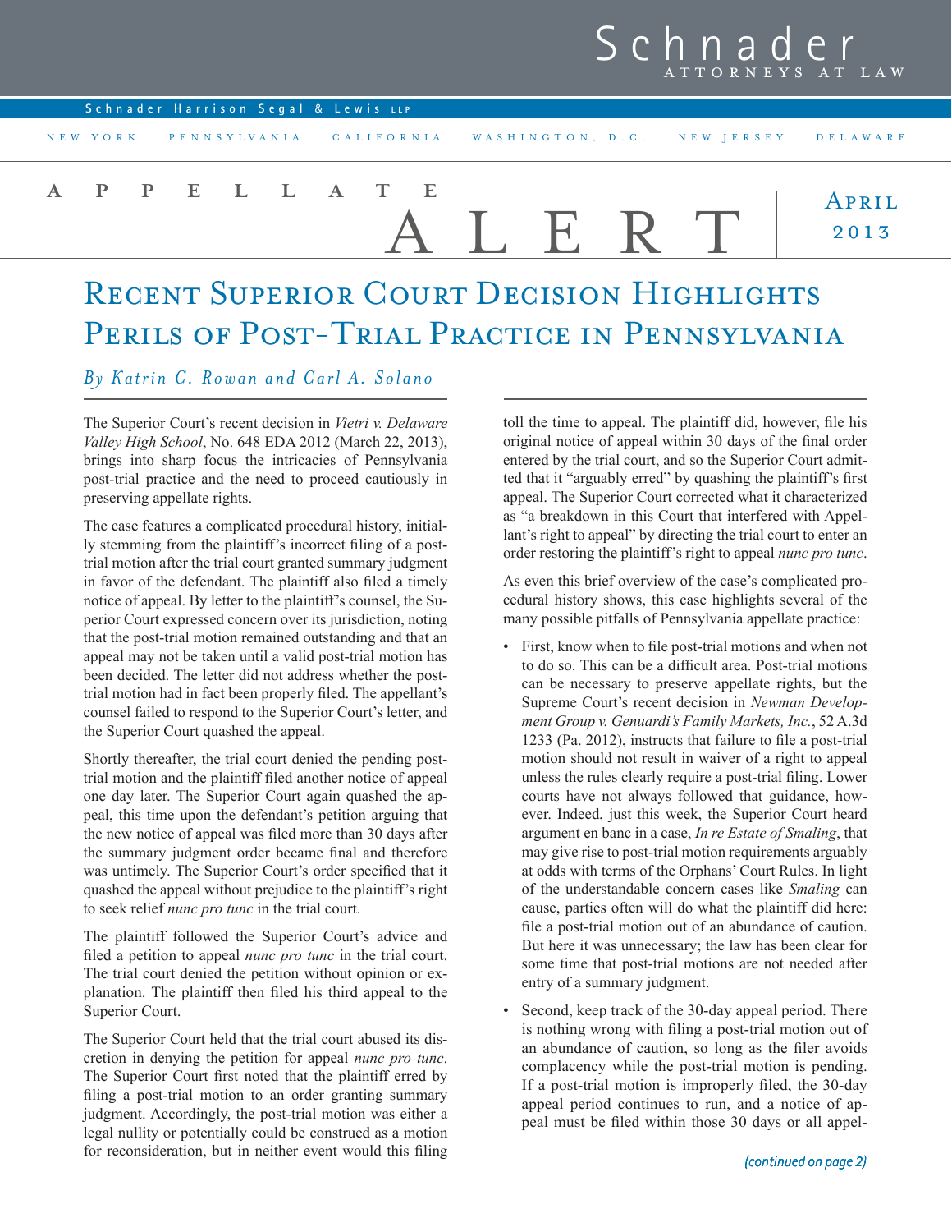Schnader
ATTORNEYS AT LAW

Schnader Harrison Segal & Lewis LLP

NEW YORK · PENNSYLVANIA · CALIFORNIA · WASHINGTON, D.C. · NEW JERSEY · DELAWARE

# APPELLATE ALERT

April 2013

## Recent Superior Court Decision Highlights Perils of Post-Trial Practice in Pennsylvania

*By Katrin C. Rowan and Carl A. Solano*

The Superior Court's recent decision in *Vietri v. Delaware Valley High School*, No. 648 EDA 2012 (March 22, 2013), brings into sharp focus the intricacies of Pennsylvania post-trial practice and the need to proceed cautiously in preserving appellate rights.

The case features a complicated procedural history, initially stemming from the plaintiff's incorrect filing of a post-trial motion after the trial court granted summary judgment in favor of the defendant. The plaintiff also filed a timely notice of appeal. By letter to the plaintiff's counsel, the Superior Court expressed concern over its jurisdiction, noting that the post-trial motion remained outstanding and that an appeal may not be taken until a valid post-trial motion has been decided. The letter did not address whether the post-trial motion had in fact been properly filed. The appellant's counsel failed to respond to the Superior Court's letter, and the Superior Court quashed the appeal.

Shortly thereafter, the trial court denied the pending post-trial motion and the plaintiff filed another notice of appeal one day later. The Superior Court again quashed the appeal, this time upon the defendant's petition arguing that the new notice of appeal was filed more than 30 days after the summary judgment order became final and therefore was untimely. The Superior Court's order specified that it quashed the appeal without prejudice to the plaintiff's right to seek relief *nunc pro tunc* in the trial court.

The plaintiff followed the Superior Court's advice and filed a petition to appeal *nunc pro tunc* in the trial court. The trial court denied the petition without opinion or explanation. The plaintiff then filed his third appeal to the Superior Court.

The Superior Court held that the trial court abused its discretion in denying the petition for appeal *nunc pro tunc*. The Superior Court first noted that the plaintiff erred by filing a post-trial motion to an order granting summary judgment. Accordingly, the post-trial motion was either a legal nullity or potentially could be construed as a motion for reconsideration, but in neither event would this filing toll the time to appeal. The plaintiff did, however, file his original notice of appeal within 30 days of the final order entered by the trial court, and so the Superior Court admitted that it "arguably erred" by quashing the plaintiff's first appeal. The Superior Court corrected what it characterized as "a breakdown in this Court that interfered with Appellant's right to appeal" by directing the trial court to enter an order restoring the plaintiff's right to appeal *nunc pro tunc*.

As even this brief overview of the case's complicated procedural history shows, this case highlights several of the many possible pitfalls of Pennsylvania appellate practice:

- First, know when to file post-trial motions and when not to do so. This can be a difficult area. Post-trial motions can be necessary to preserve appellate rights, but the Supreme Court's recent decision in *Newman Development Group v. Genuardi's Family Markets, Inc.*, 52 A.3d 1233 (Pa. 2012), instructs that failure to file a post-trial motion should not result in waiver of a right to appeal unless the rules clearly require a post-trial filing. Lower courts have not always followed that guidance, however. Indeed, just this week, the Superior Court heard argument en banc in a case, *In re Estate of Smaling*, that may give rise to post-trial motion requirements arguably at odds with terms of the Orphans' Court Rules. In light of the understandable concern cases like *Smaling* can cause, parties often will do what the plaintiff did here: file a post-trial motion out of an abundance of caution. But here it was unnecessary; the law has been clear for some time that post-trial motions are not needed after entry of a summary judgment.
- Second, keep track of the 30-day appeal period. There is nothing wrong with filing a post-trial motion out of an abundance of caution, so long as the filer avoids complacency while the post-trial motion is pending. If a post-trial motion is improperly filed, the 30-day appeal period continues to run, and a notice of appeal must be filed within those 30 days or all appel-

*(continued on page 2)*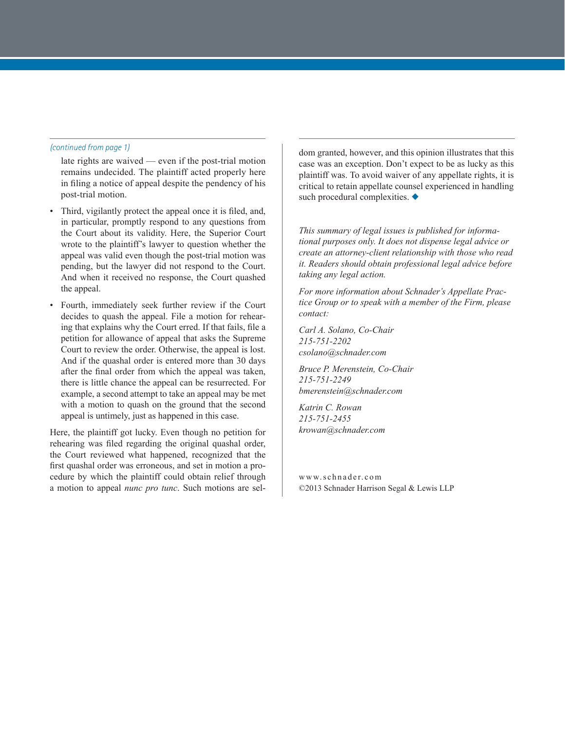*(continued from page 1)*

late rights are waived — even if the post-trial motion remains undecided. The plaintiff acted properly here in filing a notice of appeal despite the pendency of his post-trial motion.

- Third, vigilantly protect the appeal once it is filed, and, in particular, promptly respond to any questions from the Court about its validity. Here, the Superior Court wrote to the plaintiff's lawyer to question whether the appeal was valid even though the post-trial motion was pending, but the lawyer did not respond to the Court. And when it received no response, the Court quashed the appeal.
- Fourth, immediately seek further review if the Court decides to quash the appeal. File a motion for rehearing that explains why the Court erred. If that fails, file a petition for allowance of appeal that asks the Supreme Court to review the order. Otherwise, the appeal is lost. And if the quashal order is entered more than 30 days after the final order from which the appeal was taken, there is little chance the appeal can be resurrected. For example, a second attempt to take an appeal may be met with a motion to quash on the ground that the second appeal is untimely, just as happened in this case.

Here, the plaintiff got lucky. Even though no petition for rehearing was filed regarding the original quashal order, the Court reviewed what happened, recognized that the first quashal order was erroneous, and set in motion a procedure by which the plaintiff could obtain relief through a motion to appeal *nunc pro tunc*. Such motions are seldom granted, however, and this opinion illustrates that this case was an exception. Don't expect to be as lucky as this plaintiff was. To avoid waiver of any appellate rights, it is critical to retain appellate counsel experienced in handling such procedural complexities. ◆

*This summary of legal issues is published for informational purposes only. It does not dispense legal advice or create an attorney-client relationship with those who read it. Readers should obtain professional legal advice before taking any legal action.*

*For more information about Schnader's Appellate Practice Group or to speak with a member of the Firm, please contact:*

*Carl A. Solano, Co-Chair*
*215-751-2202*
*csolano@schnader.com*

*Bruce P. Merenstein, Co-Chair*
*215-751-2249*
*bmerenstein@schnader.com*

*Katrin C. Rowan*
*215-751-2455*
*krowan@schnader.com*

www.schnader.com
©2013 Schnader Harrison Segal & Lewis LLP